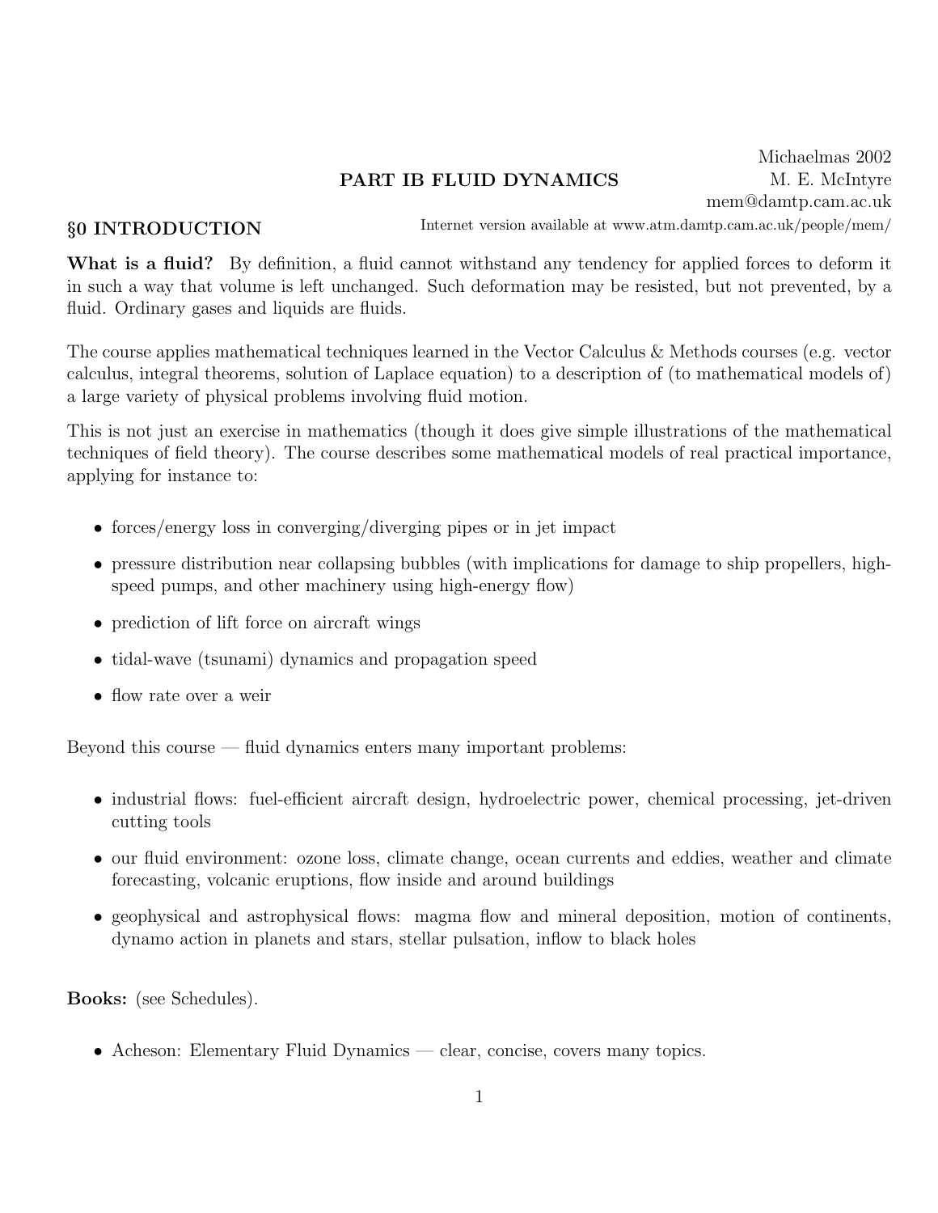Michaelmas 2002
M. E. McIntyre
mem@damtp.cam.ac.uk

# PART IB FLUID DYNAMICS

## §0 INTRODUCTION

Internet version available at www.atm.damtp.cam.ac.uk/people/mem/

**What is a fluid?** By definition, a fluid cannot withstand any tendency for applied forces to deform it in such a way that volume is left unchanged. Such deformation may be resisted, but not prevented, by a fluid. Ordinary gases and liquids are fluids.

The course applies mathematical techniques learned in the Vector Calculus & Methods courses (e.g. vector calculus, integral theorems, solution of Laplace equation) to a description of (to mathematical models of) a large variety of physical problems involving fluid motion.

This is not just an exercise in mathematics (though it does give simple illustrations of the mathematical techniques of field theory). The course describes some mathematical models of real practical importance, applying for instance to:

- forces/energy loss in converging/diverging pipes or in jet impact
- pressure distribution near collapsing bubbles (with implications for damage to ship propellers, high-speed pumps, and other machinery using high-energy flow)
- prediction of lift force on aircraft wings
- tidal-wave (tsunami) dynamics and propagation speed
- flow rate over a weir

Beyond this course — fluid dynamics enters many important problems:

- industrial flows: fuel-efficient aircraft design, hydroelectric power, chemical processing, jet-driven cutting tools
- our fluid environment: ozone loss, climate change, ocean currents and eddies, weather and climate forecasting, volcanic eruptions, flow inside and around buildings
- geophysical and astrophysical flows: magma flow and mineral deposition, motion of continents, dynamo action in planets and stars, stellar pulsation, inflow to black holes

**Books:** (see Schedules).

- Acheson: Elementary Fluid Dynamics — clear, concise, covers many topics.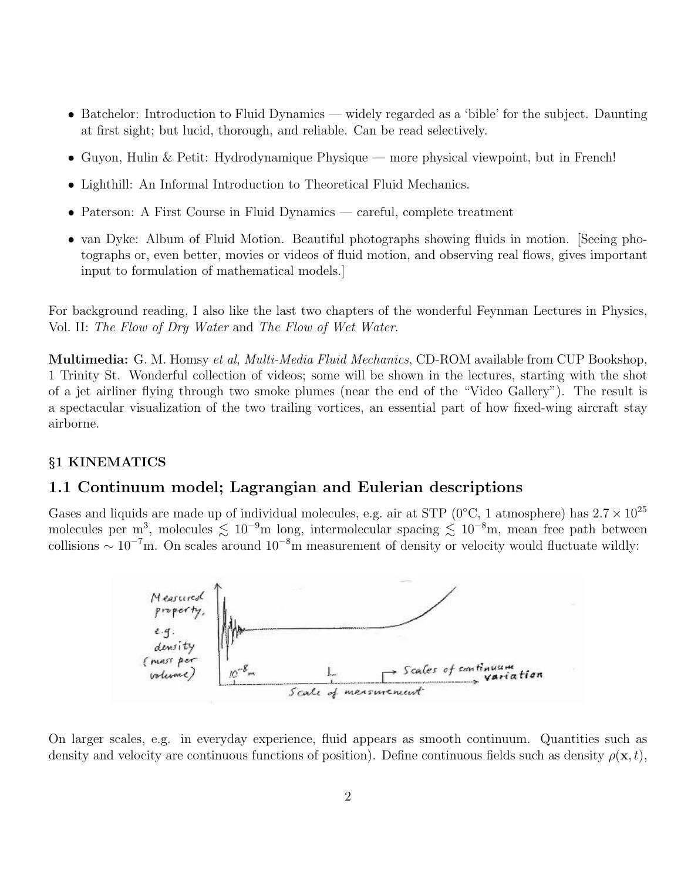- Batchelor: Introduction to Fluid Dynamics — widely regarded as a 'bible' for the subject. Daunting at first sight; but lucid, thorough, and reliable. Can be read selectively.
- Guyon, Hulin & Petit: Hydrodynamique Physique — more physical viewpoint, but in French!
- Lighthill: An Informal Introduction to Theoretical Fluid Mechanics.
- Paterson: A First Course in Fluid Dynamics — careful, complete treatment
- van Dyke: Album of Fluid Motion. Beautiful photographs showing fluids in motion. [Seeing photographs or, even better, movies or videos of fluid motion, and observing real flows, gives important input to formulation of mathematical models.]

For background reading, I also like the last two chapters of the wonderful Feynman Lectures in Physics, Vol. II: *The Flow of Dry Water* and *The Flow of Wet Water*.

**Multimedia:** G. M. Homsy *et al*, *Multi-Media Fluid Mechanics*, CD-ROM available from CUP Bookshop, 1 Trinity St. Wonderful collection of videos; some will be shown in the lectures, starting with the shot of a jet airliner flying through two smoke plumes (near the end of the "Video Gallery"). The result is a spectacular visualization of the two trailing vortices, an essential part of how fixed-wing aircraft stay airborne.

**§1 KINEMATICS**

## 1.1 Continuum model; Lagrangian and Eulerian descriptions

Gases and liquids are made up of individual molecules, e.g. air at STP (0°C, 1 atmosphere) has $2.7 \times 10^{25}$ molecules per m$^3$, molecules $\lesssim 10^{-9}$m long, intermolecular spacing $\lesssim 10^{-8}$m, mean free path between collisions $\sim 10^{-7}$m. On scales around $10^{-8}$m measurement of density or velocity would fluctuate wildly:

On larger scales, e.g. in everyday experience, fluid appears as smooth continuum. Quantities such as density and velocity are continuous functions of position). Define continuous fields such as density $\rho(\mathbf{x}, t)$,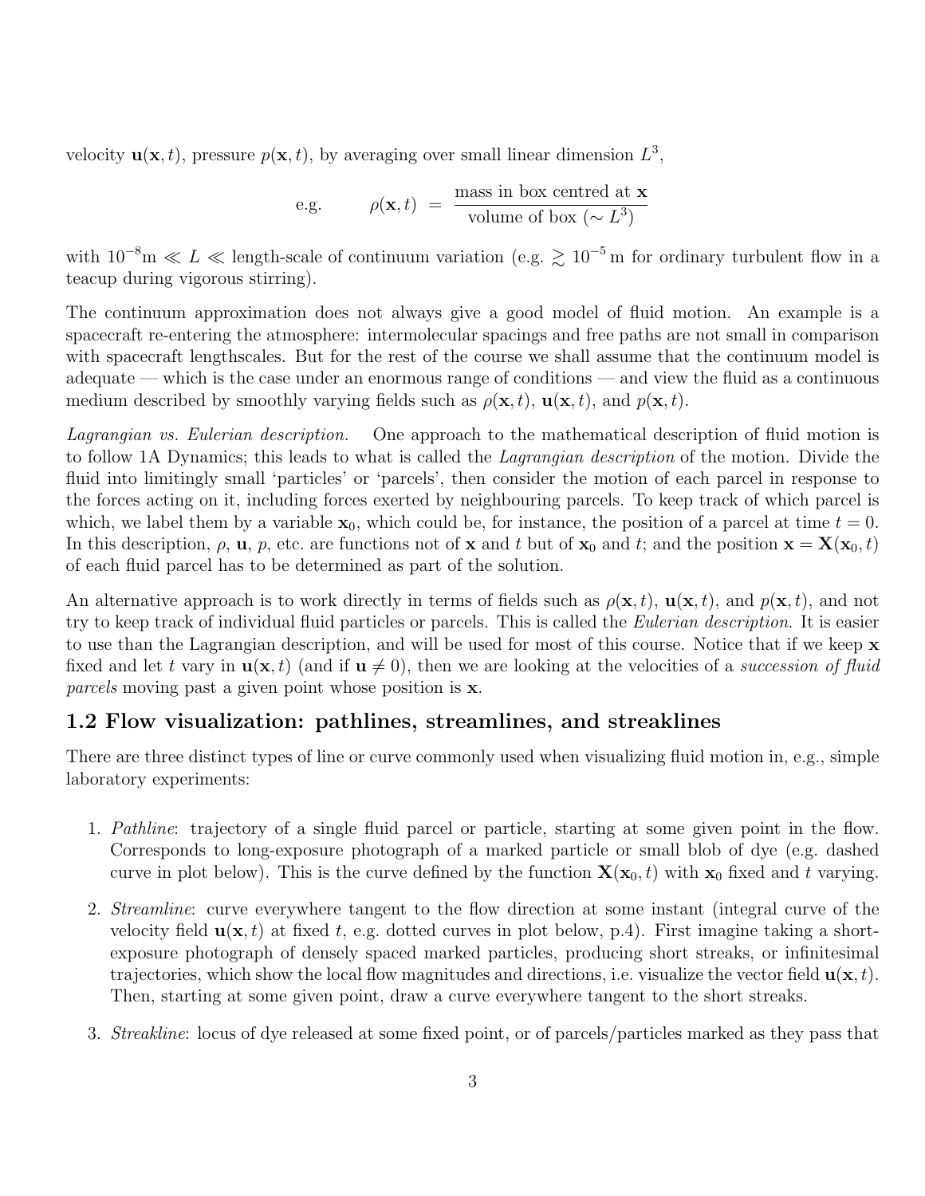velocity $\mathbf{u}(\mathbf{x}, t)$, pressure $p(\mathbf{x}, t)$, by averaging over small linear dimension $L^3$,

$$\text{e.g.} \qquad \rho(\mathbf{x}, t) \;=\; \frac{\text{mass in box centred at } \mathbf{x}}{\text{volume of box } (\sim L^3)}$$

with $10^{-8}\text{m} \ll L \ll$ length-scale of continuum variation (e.g. $\gtrsim 10^{-5}\,\text{m}$ for ordinary turbulent flow in a teacup during vigorous stirring).

The continuum approximation does not always give a good model of fluid motion. An example is a spacecraft re-entering the atmosphere: intermolecular spacings and free paths are not small in comparison with spacecraft lengthscales. But for the rest of the course we shall assume that the continuum model is adequate — which is the case under an enormous range of conditions — and view the fluid as a continuous medium described by smoothly varying fields such as $\rho(\mathbf{x}, t)$, $\mathbf{u}(\mathbf{x}, t)$, and $p(\mathbf{x}, t)$.

*Lagrangian vs. Eulerian description.* One approach to the mathematical description of fluid motion is to follow 1A Dynamics; this leads to what is called the *Lagrangian description* of the motion. Divide the fluid into limitingly small 'particles' or 'parcels', then consider the motion of each parcel in response to the forces acting on it, including forces exerted by neighbouring parcels. To keep track of which parcel is which, we label them by a variable $\mathbf{x}_0$, which could be, for instance, the position of a parcel at time $t = 0$. In this description, $\rho$, $\mathbf{u}$, $p$, etc. are functions not of $\mathbf{x}$ and $t$ but of $\mathbf{x}_0$ and $t$; and the position $\mathbf{x} = \mathbf{X}(\mathbf{x}_0, t)$ of each fluid parcel has to be determined as part of the solution.

An alternative approach is to work directly in terms of fields such as $\rho(\mathbf{x}, t)$, $\mathbf{u}(\mathbf{x}, t)$, and $p(\mathbf{x}, t)$, and not try to keep track of individual fluid particles or parcels. This is called the *Eulerian description*. It is easier to use than the Lagrangian description, and will be used for most of this course. Notice that if we keep $\mathbf{x}$ fixed and let $t$ vary in $\mathbf{u}(\mathbf{x}, t)$ (and if $\mathbf{u} \neq 0$), then we are looking at the velocities of a *succession of fluid parcels* moving past a given point whose position is $\mathbf{x}$.

## 1.2 Flow visualization: pathlines, streamlines, and streaklines

There are three distinct types of line or curve commonly used when visualizing fluid motion in, e.g., simple laboratory experiments:

1. *Pathline*: trajectory of a single fluid parcel or particle, starting at some given point in the flow. Corresponds to long-exposure photograph of a marked particle or small blob of dye (e.g. dashed curve in plot below). This is the curve defined by the function $\mathbf{X}(\mathbf{x}_0, t)$ with $\mathbf{x}_0$ fixed and $t$ varying.

2. *Streamline*: curve everywhere tangent to the flow direction at some instant (integral curve of the velocity field $\mathbf{u}(\mathbf{x}, t)$ at fixed $t$, e.g. dotted curves in plot below, p.4). First imagine taking a short-exposure photograph of densely spaced marked particles, producing short streaks, or infinitesimal trajectories, which show the local flow magnitudes and directions, i.e. visualize the vector field $\mathbf{u}(\mathbf{x}, t)$. Then, starting at some given point, draw a curve everywhere tangent to the short streaks.

3. *Streakline*: locus of dye released at some fixed point, or of parcels/particles marked as they pass that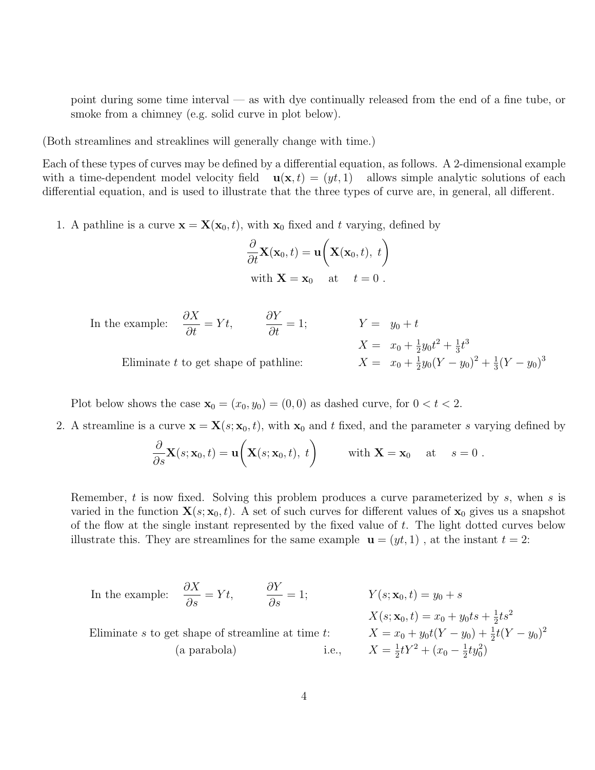point during some time interval — as with dye continually released from the end of a fine tube, or smoke from a chimney (e.g. solid curve in plot below).

(Both streamlines and streaklines will generally change with time.)

Each of these types of curves may be defined by a differential equation, as follows. A 2-dimensional example with a time-dependent model velocity field $\mathbf{u}(\mathbf{x}, t) = (yt, 1)$ allows simple analytic solutions of each differential equation, and is used to illustrate that the three types of curve are, in general, all different.

1. A pathline is a curve $\mathbf{x} = \mathbf{X}(\mathbf{x}_0, t)$, with $\mathbf{x}_0$ fixed and $t$ varying, defined by

$$\frac{\partial}{\partial t}\mathbf{X}(\mathbf{x}_0, t) = \mathbf{u}\Big(\mathbf{X}(\mathbf{x}_0, t),\ t\Big)$$

$$\text{with } \mathbf{X} = \mathbf{x}_0 \quad \text{at} \quad t = 0\ .$$

In the example: $\dfrac{\partial X}{\partial t} = Yt, \qquad \dfrac{\partial Y}{\partial t} = 1;$

$$Y = y_0 + t$$

$$X = x_0 + \tfrac{1}{2}y_0 t^2 + \tfrac{1}{3}t^3$$

Eliminate $t$ to get shape of pathline:

$$X = x_0 + \tfrac{1}{2}y_0(Y - y_0)^2 + \tfrac{1}{3}(Y - y_0)^3$$

Plot below shows the case $\mathbf{x}_0 = (x_0, y_0) = (0, 0)$ as dashed curve, for $0 < t < 2$.

2. A streamline is a curve $\mathbf{x} = \mathbf{X}(s; \mathbf{x}_0, t)$, with $\mathbf{x}_0$ and $t$ fixed, and the parameter $s$ varying defined by

$$\frac{\partial}{\partial s}\mathbf{X}(s; \mathbf{x}_0, t) = \mathbf{u}\Big(\mathbf{X}(s; \mathbf{x}_0, t),\ t\Big) \qquad \text{with } \mathbf{X} = \mathbf{x}_0 \quad \text{at} \quad s = 0\ .$$

Remember, $t$ is now fixed. Solving this problem produces a curve parameterized by $s$, when $s$ is varied in the function $\mathbf{X}(s; \mathbf{x}_0, t)$. A set of such curves for different values of $\mathbf{x}_0$ gives us a snapshot of the flow at the single instant represented by the fixed value of $t$. The light dotted curves below illustrate this. They are streamlines for the same example $\mathbf{u} = (yt, 1)$, at the instant $t = 2$:

In the example: $\dfrac{\partial X}{\partial s} = Yt, \qquad \dfrac{\partial Y}{\partial s} = 1;$

$$Y(s; \mathbf{x}_0, t) = y_0 + s$$

$$X(s; \mathbf{x}_0, t) = x_0 + y_0 ts + \tfrac{1}{2}ts^2$$

Eliminate $s$ to get shape of streamline at time $t$:

$$X = x_0 + y_0 t(Y - y_0) + \tfrac{1}{2}t(Y - y_0)^2$$

(a parabola) i.e.,

$$X = \tfrac{1}{2}tY^2 + (x_0 - \tfrac{1}{2}ty_0^2)$$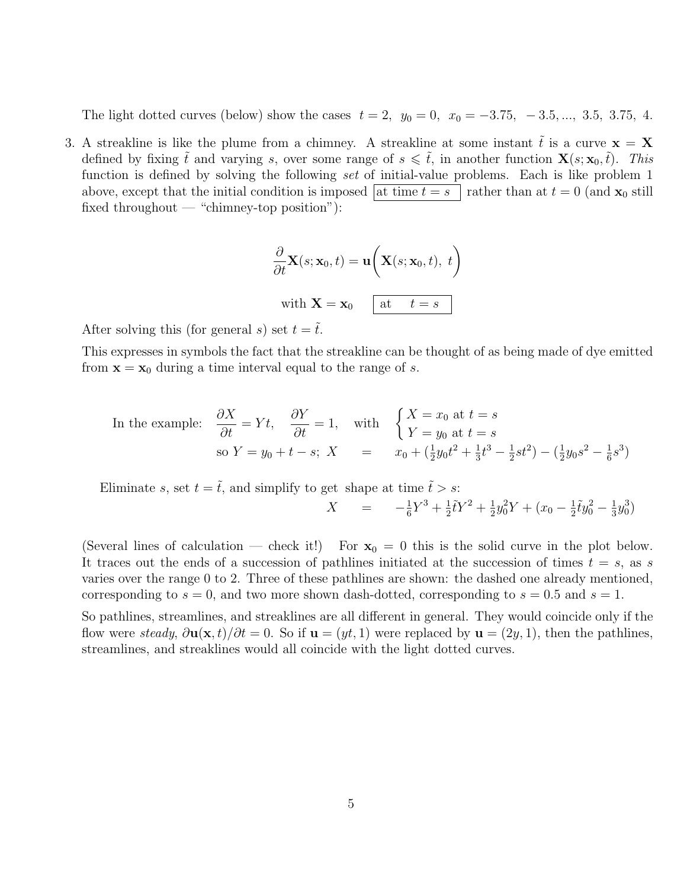The light dotted curves (below) show the cases $t = 2$, $y_0 = 0$, $x_0 = -3.75, \ -3.5, ..., \ 3.5, \ 3.75, \ 4.$

3. A streakline is like the plume from a chimney. A streakline at some instant $\tilde{t}$ is a curve $\mathbf{x} = \mathbf{X}$ defined by fixing $\tilde{t}$ and varying $s$, over some range of $s \leqslant \tilde{t}$, in another function $\mathbf{X}(s; \mathbf{x}_0, \tilde{t})$. *This* function is defined by solving the following *set* of initial-value problems. Each is like problem 1 above, except that the initial condition is imposed $\boxed{\text{at time } t = s}$ rather than at $t = 0$ (and $\mathbf{x}_0$ still fixed throughout — "chimney-top position"):

$$\frac{\partial}{\partial t}\mathbf{X}(s; \mathbf{x}_0, t) = \mathbf{u}\Big(\mathbf{X}(s; \mathbf{x}_0, t), \ t\Big)$$

$$\text{with } \mathbf{X} = \mathbf{x}_0 \quad \boxed{\text{at} \quad t = s}$$

After solving this (for general $s$) set $t = \tilde{t}$.

This expresses in symbols the fact that the streakline can be thought of as being made of dye emitted from $\mathbf{x} = \mathbf{x}_0$ during a time interval equal to the range of $s$.

$$\text{In the example:} \quad \frac{\partial X}{\partial t} = Yt, \quad \frac{\partial Y}{\partial t} = 1, \quad \text{with} \quad \begin{cases} X = x_0 \text{ at } t = s \\ Y = y_0 \text{ at } t = s \end{cases}$$

$$\text{so } Y = y_0 + t - s; \ X \quad = \quad x_0 + (\tfrac{1}{2}y_0 t^2 + \tfrac{1}{3}t^3 - \tfrac{1}{2}st^2) - (\tfrac{1}{2}y_0 s^2 - \tfrac{1}{6}s^3)$$

Eliminate $s$, set $t = \tilde{t}$, and simplify to get shape at time $\tilde{t} > s$:

$$X \quad = \quad -\tfrac{1}{6}Y^3 + \tfrac{1}{2}\tilde{t}Y^2 + \tfrac{1}{2}y_0^2 Y + (x_0 - \tfrac{1}{2}\tilde{t}y_0^2 - \tfrac{1}{3}y_0^3)$$

(Several lines of calculation — check it!) For $\mathbf{x}_0 = 0$ this is the solid curve in the plot below. It traces out the ends of a succession of pathlines initiated at the succession of times $t = s$, as $s$ varies over the range 0 to 2. Three of these pathlines are shown: the dashed one already mentioned, corresponding to $s = 0$, and two more shown dash-dotted, corresponding to $s = 0.5$ and $s = 1$.

So pathlines, streamlines, and streaklines are all different in general. They would coincide only if the flow were *steady*, $\partial\mathbf{u}(\mathbf{x}, t)/\partial t = 0$. So if $\mathbf{u} = (yt, 1)$ were replaced by $\mathbf{u} = (2y, 1)$, then the pathlines, streamlines, and streaklines would all coincide with the light dotted curves.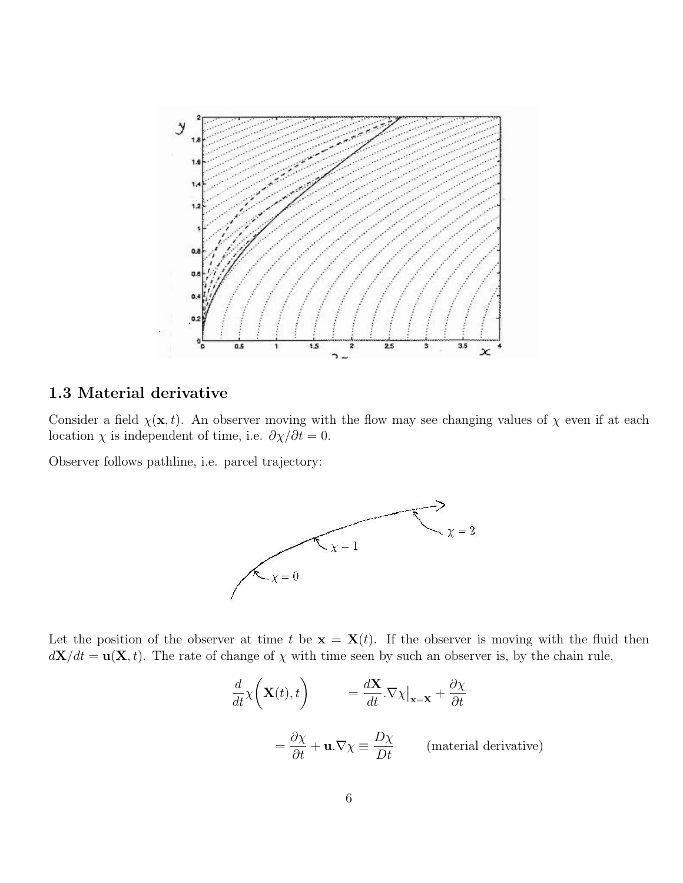## 1.3 Material derivative

Consider a field $\chi(\mathbf{x}, t)$. An observer moving with the flow may see changing values of $\chi$ even if at each location $\chi$ is independent of time, i.e. $\partial\chi/\partial t = 0$.

Observer follows pathline, i.e. parcel trajectory:

Let the position of the observer at time $t$ be $\mathbf{x} = \mathbf{X}(t)$. If the observer is moving with the fluid then $d\mathbf{X}/dt = \mathbf{u}(\mathbf{X}, t)$. The rate of change of $\chi$ with time seen by such an observer is, by the chain rule,

$$\frac{d}{dt}\chi\Big(\mathbf{X}(t), t\Big) = \frac{d\mathbf{X}}{dt}.\nabla\chi\big|_{\mathbf{x}=\mathbf{X}} + \frac{\partial\chi}{\partial t}$$

$$= \frac{\partial\chi}{\partial t} + \mathbf{u}.\nabla\chi \equiv \frac{D\chi}{Dt} \qquad \text{(material derivative)}$$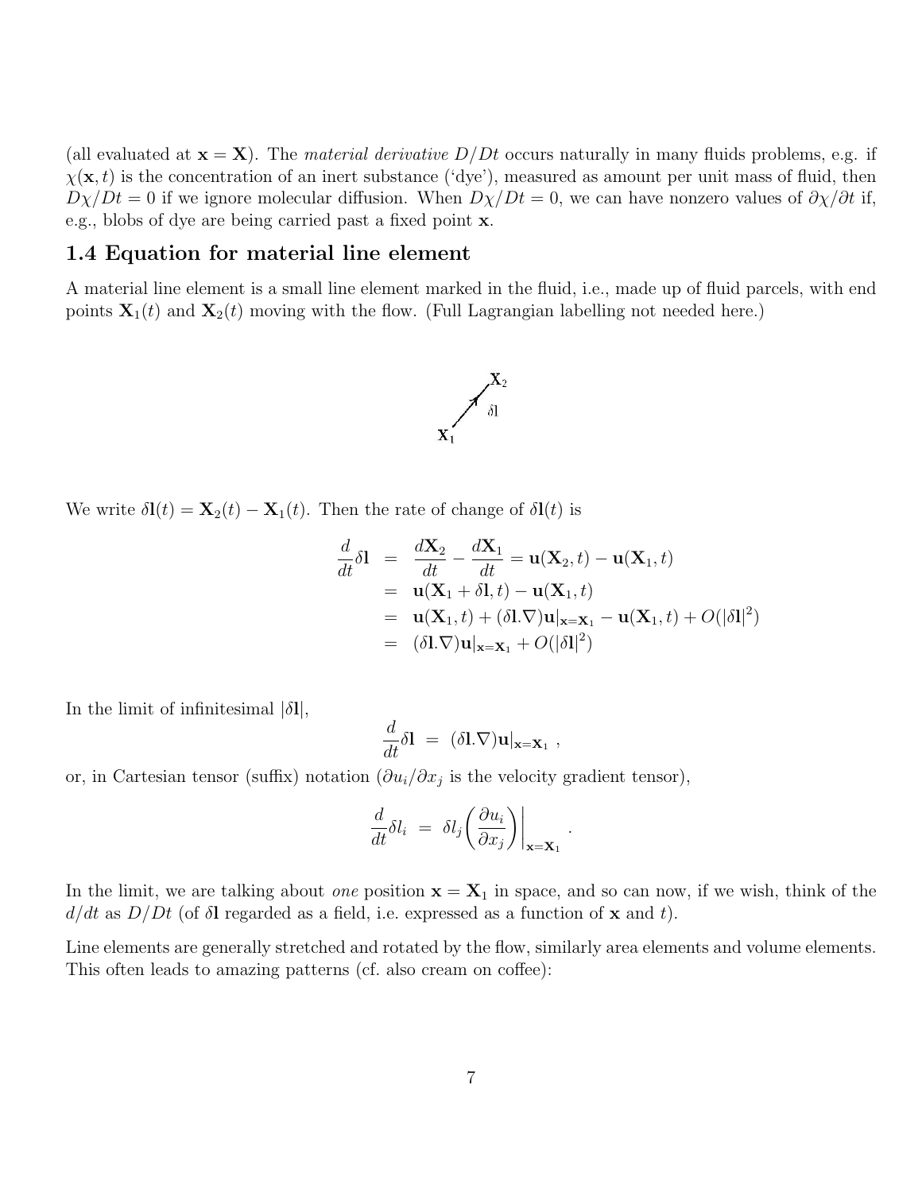(all evaluated at $\mathbf{x} = \mathbf{X}$). The *material derivative* $D/Dt$ occurs naturally in many fluids problems, e.g. if $\chi(\mathbf{x}, t)$ is the concentration of an inert substance ('dye'), measured as amount per unit mass of fluid, then $D\chi/Dt = 0$ if we ignore molecular diffusion. When $D\chi/Dt = 0$, we can have nonzero values of $\partial\chi/\partial t$ if, e.g., blobs of dye are being carried past a fixed point $\mathbf{x}$.

## 1.4 Equation for material line element

A material line element is a small line element marked in the fluid, i.e., made up of fluid parcels, with end points $\mathbf{X}_1(t)$ and $\mathbf{X}_2(t)$ moving with the flow. (Full Lagrangian labelling not needed here.)

We write $\delta\mathbf{l}(t) = \mathbf{X}_2(t) - \mathbf{X}_1(t)$. Then the rate of change of $\delta\mathbf{l}(t)$ is

$$
\begin{aligned}
\frac{d}{dt}\delta\mathbf{l} &= \frac{d\mathbf{X}_2}{dt} - \frac{d\mathbf{X}_1}{dt} = \mathbf{u}(\mathbf{X}_2, t) - \mathbf{u}(\mathbf{X}_1, t) \\
&= \mathbf{u}(\mathbf{X}_1 + \delta\mathbf{l}, t) - \mathbf{u}(\mathbf{X}_1, t) \\
&= \mathbf{u}(\mathbf{X}_1, t) + (\delta\mathbf{l}.\nabla)\mathbf{u}|_{\mathbf{x}=\mathbf{X}_1} - \mathbf{u}(\mathbf{X}_1, t) + O(|\delta\mathbf{l}|^2) \\
&= (\delta\mathbf{l}.\nabla)\mathbf{u}|_{\mathbf{x}=\mathbf{X}_1} + O(|\delta\mathbf{l}|^2)
\end{aligned}
$$

In the limit of infinitesimal $|\delta\mathbf{l}|$,

$$
\frac{d}{dt}\delta\mathbf{l} \;=\; (\delta\mathbf{l}.\nabla)\mathbf{u}|_{\mathbf{x}=\mathbf{X}_1} \;,
$$

or, in Cartesian tensor (suffix) notation ($\partial u_i/\partial x_j$ is the velocity gradient tensor),

$$
\frac{d}{dt}\delta l_i \;=\; \delta l_j \left(\frac{\partial u_i}{\partial x_j}\right)\bigg|_{\mathbf{x}=\mathbf{X}_1} \;.
$$

In the limit, we are talking about *one* position $\mathbf{x} = \mathbf{X}_1$ in space, and so can now, if we wish, think of the $d/dt$ as $D/Dt$ (of $\delta\mathbf{l}$ regarded as a field, i.e. expressed as a function of $\mathbf{x}$ and $t$).

Line elements are generally stretched and rotated by the flow, similarly area elements and volume elements. This often leads to amazing patterns (cf. also cream on coffee):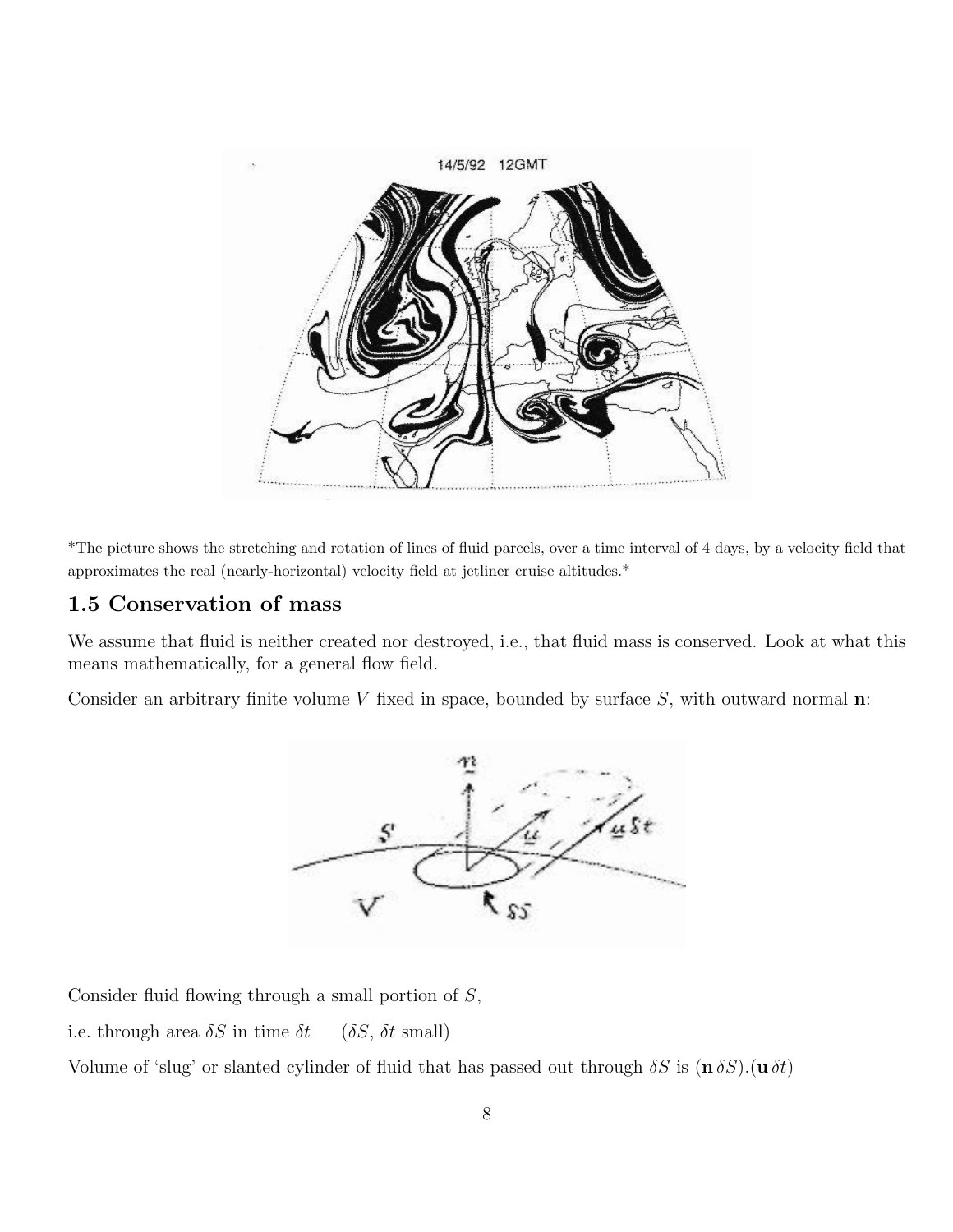\*The picture shows the stretching and rotation of lines of fluid parcels, over a time interval of 4 days, by a velocity field that approximates the real (nearly-horizontal) velocity field at jetliner cruise altitudes.\*

## 1.5 Conservation of mass

We assume that fluid is neither created nor destroyed, i.e., that fluid mass is conserved. Look at what this means mathematically, for a general flow field.

Consider an arbitrary finite volume $V$ fixed in space, bounded by surface $S$, with outward normal $\mathbf{n}$:

Consider fluid flowing through a small portion of $S$,

i.e. through area $\delta S$ in time $\delta t$ $\quad$ ($\delta S$, $\delta t$ small)

Volume of 'slug' or slanted cylinder of fluid that has passed out through $\delta S$ is $(\mathbf{n}\,\delta S).(\mathbf{u}\,\delta t)$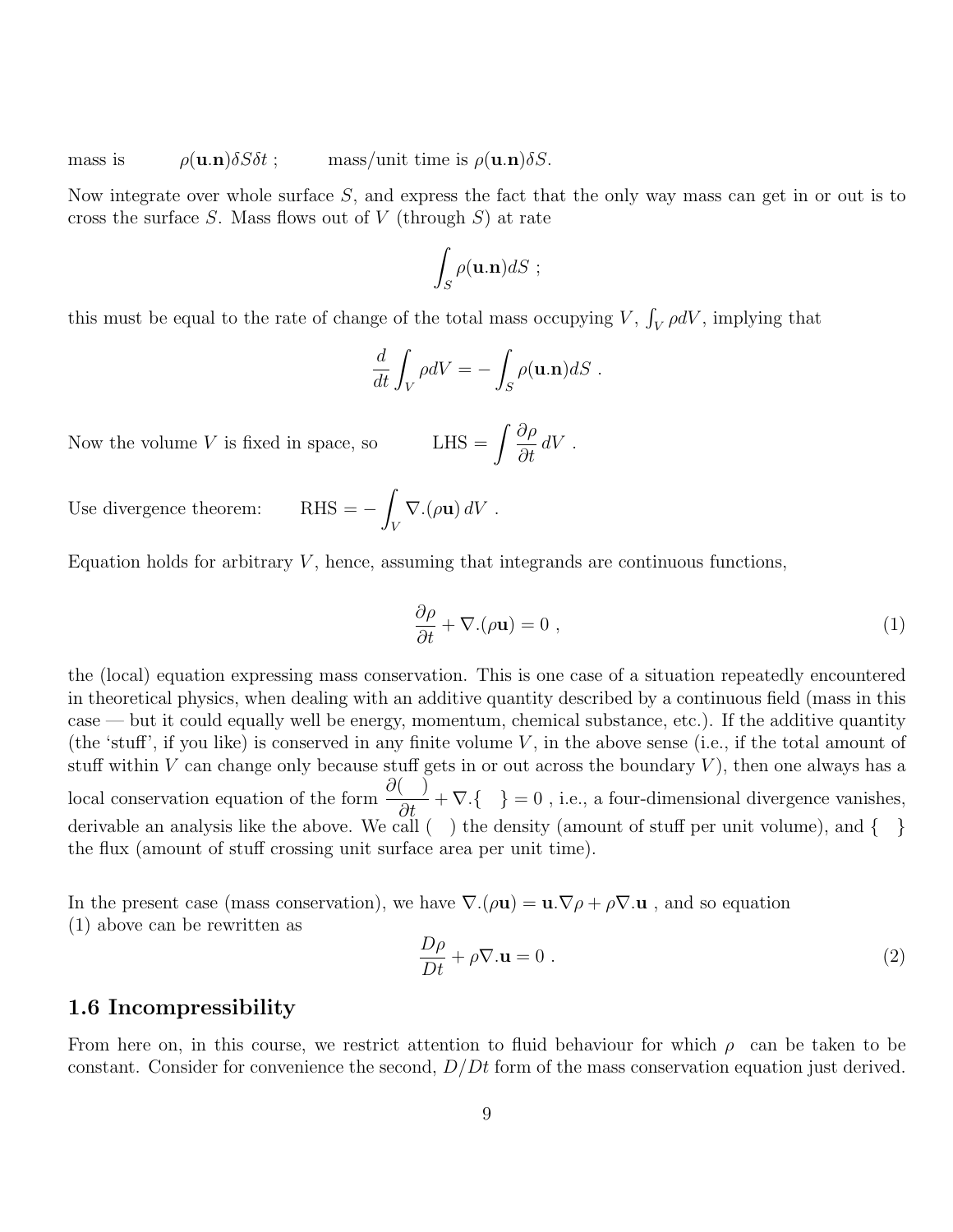mass is $\qquad \rho(\mathbf{u}.\mathbf{n})\delta S \delta t$ ; $\qquad$ mass/unit time is $\rho(\mathbf{u}.\mathbf{n})\delta S$.

Now integrate over whole surface $S$, and express the fact that the only way mass can get in or out is to cross the surface $S$. Mass flows out of $V$ (through $S$) at rate

$$\int_S \rho(\mathbf{u}.\mathbf{n}) dS \ ;$$

this must be equal to the rate of change of the total mass occupying $V$, $\int_V \rho dV$, implying that

$$\frac{d}{dt}\int_V \rho dV = -\int_S \rho(\mathbf{u}.\mathbf{n}) dS \ .$$

Now the volume $V$ is fixed in space, so $\qquad \text{LHS} = \displaystyle\int \frac{\partial \rho}{\partial t}\, dV$ .

Use divergence theorem: $\qquad \text{RHS} = -\displaystyle\int_V \nabla.(\rho\mathbf{u})\, dV$ .

Equation holds for arbitrary $V$, hence, assuming that integrands are continuous functions,

$$\frac{\partial \rho}{\partial t} + \nabla.(\rho\mathbf{u}) = 0 \ , \tag{1}$$

the (local) equation expressing mass conservation. This is one case of a situation repeatedly encountered in theoretical physics, when dealing with an additive quantity described by a continuous field (mass in this case — but it could equally well be energy, momentum, chemical substance, etc.). If the additive quantity (the 'stuff', if you like) is conserved in any finite volume $V$, in the above sense (i.e., if the total amount of stuff within $V$ can change only because stuff gets in or out across the boundary $V$), then one always has a local conservation equation of the form $\dfrac{\partial(\quad)}{\partial t} + \nabla.\{\quad\} = 0$ , i.e., a four-dimensional divergence vanishes, derivable an analysis like the above. We call ( ) the density (amount of stuff per unit volume), and { } the flux (amount of stuff crossing unit surface area per unit time).

In the present case (mass conservation), we have $\nabla.(\rho\mathbf{u}) = \mathbf{u}.\nabla\rho + \rho\nabla.\mathbf{u}$ , and so equation (1) above can be rewritten as

$$\frac{D\rho}{Dt} + \rho\nabla.\mathbf{u} = 0 \ . \tag{2}$$

### 1.6 Incompressibility

From here on, in this course, we restrict attention to fluid behaviour for which $\rho$ can be taken to be constant. Consider for convenience the second, $D/Dt$ form of the mass conservation equation just derived.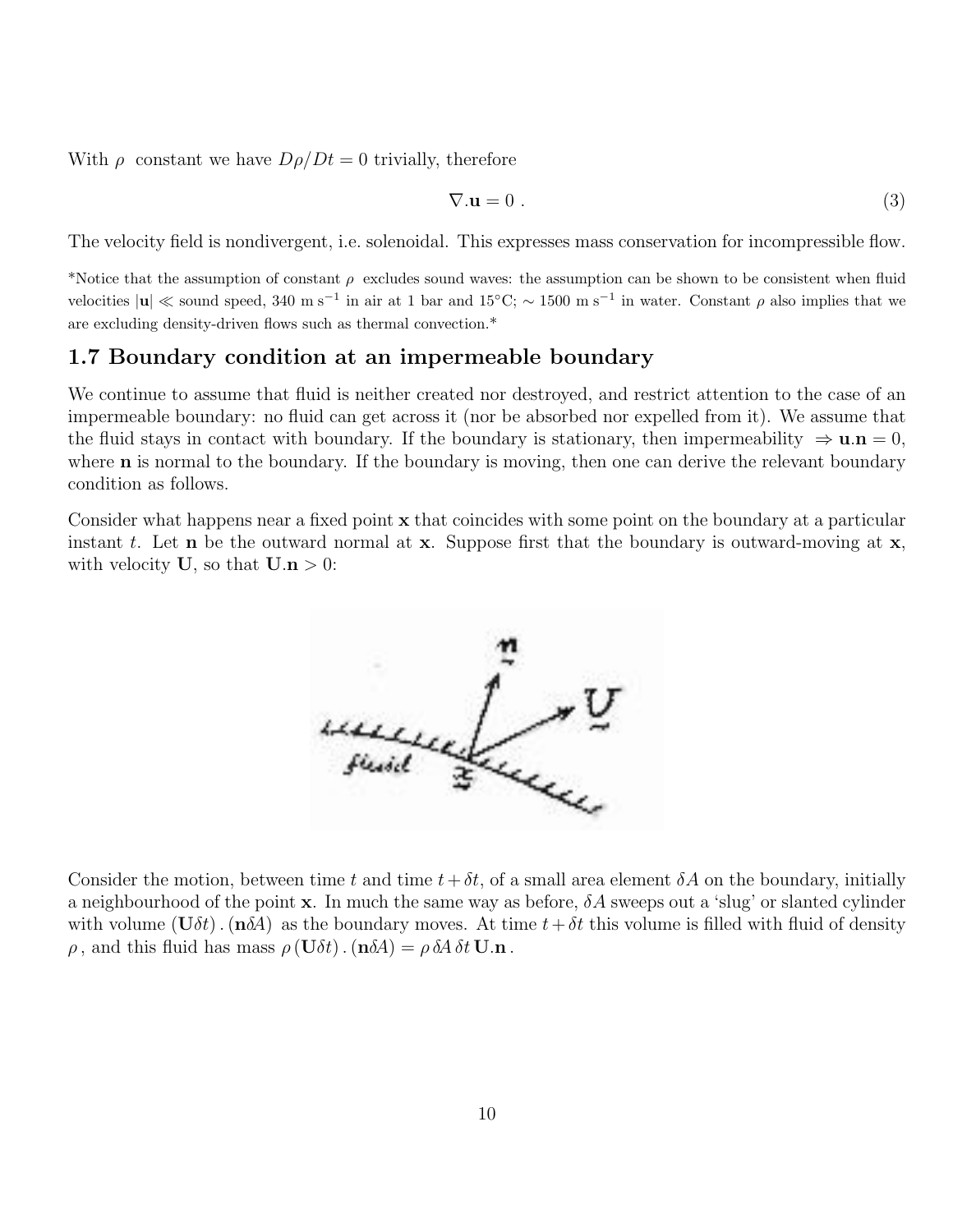With $\rho$ constant we have $D\rho/Dt = 0$ trivially, therefore

$$\nabla.\mathbf{u} = 0\ . \tag{3}$$

The velocity field is nondivergent, i.e. solenoidal. This expresses mass conservation for incompressible flow.

*Notice that the assumption of constant $\rho$ excludes sound waves: the assumption can be shown to be consistent when fluid velocities $|\mathbf{u}| \ll$ sound speed, 340 m s$^{-1}$ in air at 1 bar and 15°C; $\sim$ 1500 m s$^{-1}$ in water. Constant $\rho$ also implies that we are excluding density-driven flows such as thermal convection.*

## 1.7 Boundary condition at an impermeable boundary

We continue to assume that fluid is neither created nor destroyed, and restrict attention to the case of an impermeable boundary: no fluid can get across it (nor be absorbed nor expelled from it). We assume that the fluid stays in contact with boundary. If the boundary is stationary, then impermeability $\Rightarrow \mathbf{u}.\mathbf{n} = 0$, where $\mathbf{n}$ is normal to the boundary. If the boundary is moving, then one can derive the relevant boundary condition as follows.

Consider what happens near a fixed point $\mathbf{x}$ that coincides with some point on the boundary at a particular instant $t$. Let $\mathbf{n}$ be the outward normal at $\mathbf{x}$. Suppose first that the boundary is outward-moving at $\mathbf{x}$, with velocity $\mathbf{U}$, so that $\mathbf{U}.\mathbf{n} > 0$:

Consider the motion, between time $t$ and time $t + \delta t$, of a small area element $\delta A$ on the boundary, initially a neighbourhood of the point $\mathbf{x}$. In much the same way as before, $\delta A$ sweeps out a 'slug' or slanted cylinder with volume $(\mathbf{U}\delta t)\,.\,(\mathbf{n}\delta A)$ as the boundary moves. At time $t + \delta t$ this volume is filled with fluid of density $\rho$, and this fluid has mass $\rho\,(\mathbf{U}\delta t)\,.\,(\mathbf{n}\delta A) = \rho\,\delta A\,\delta t\,\mathbf{U}.\mathbf{n}$.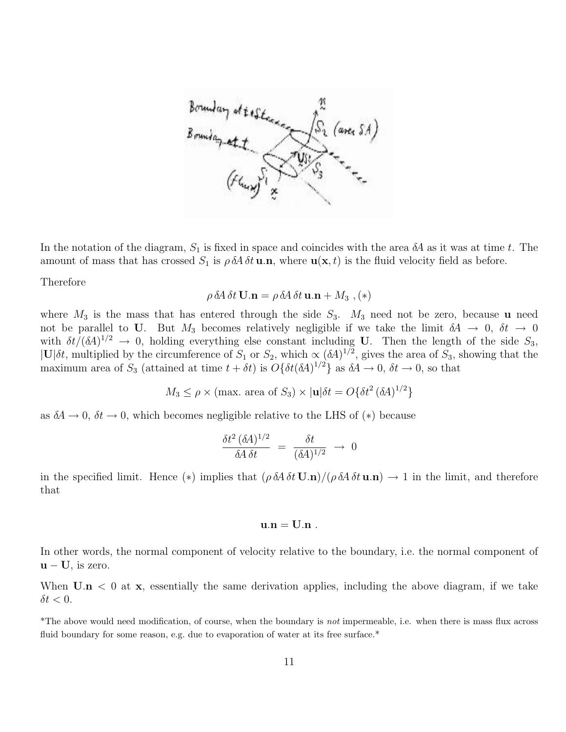In the notation of the diagram, $S_1$ is fixed in space and coincides with the area $\delta A$ as it was at time $t$. The amount of mass that has crossed $S_1$ is $\rho\,\delta A\,\delta t\,\mathbf{u}.\mathbf{n}$, where $\mathbf{u}(\mathbf{x}, t)$ is the fluid velocity field as before.

Therefore

$$\rho\,\delta A\,\delta t\,\mathbf{U}.\mathbf{n} = \rho\,\delta A\,\delta t\,\mathbf{u}.\mathbf{n} + M_3\ ,\ (*)$$

where $M_3$ is the mass that has entered through the side $S_3$. $M_3$ need not be zero, because $\mathbf{u}$ need not be parallel to $\mathbf{U}$. But $M_3$ becomes relatively negligible if we take the limit $\delta A \to 0$, $\delta t \to 0$ with $\delta t/(\delta A)^{1/2} \to 0$, holding everything else constant including $\mathbf{U}$. Then the length of the side $S_3$, $|\mathbf{U}|\delta t$, multiplied by the circumference of $S_1$ or $S_2$, which $\propto (\delta A)^{1/2}$, gives the area of $S_3$, showing that the maximum area of $S_3$ (attained at time $t + \delta t$) is $O\{\delta t(\delta A)^{1/2}\}$ as $\delta A \to 0$, $\delta t \to 0$, so that

$$M_3 \leq \rho \times (\text{max. area of } S_3) \times |\mathbf{u}|\delta t = O\{\delta t^2\,(\delta A)^{1/2}\}$$

as $\delta A \to 0$, $\delta t \to 0$, which becomes negligible relative to the LHS of $(*)$ because

$$\frac{\delta t^2\,(\delta A)^{1/2}}{\delta A\,\delta t} \;=\; \frac{\delta t}{(\delta A)^{1/2}} \;\to\; 0$$

in the specified limit. Hence $(*)$ implies that $(\rho\,\delta A\,\delta t\,\mathbf{U}.\mathbf{n})/(\rho\,\delta A\,\delta t\,\mathbf{u}.\mathbf{n}) \to 1$ in the limit, and therefore that

$$\mathbf{u}.\mathbf{n} = \mathbf{U}.\mathbf{n}\ .$$

In other words, the normal component of velocity relative to the boundary, i.e. the normal component of $\mathbf{u} - \mathbf{U}$, is zero.

When $\mathbf{U}.\mathbf{n} < 0$ at $\mathbf{x}$, essentially the same derivation applies, including the above diagram, if we take $\delta t < 0$.

*The above would need modification, of course, when the boundary is *not* impermeable, i.e. when there is mass flux across fluid boundary for some reason, e.g. due to evaporation of water at its free surface.*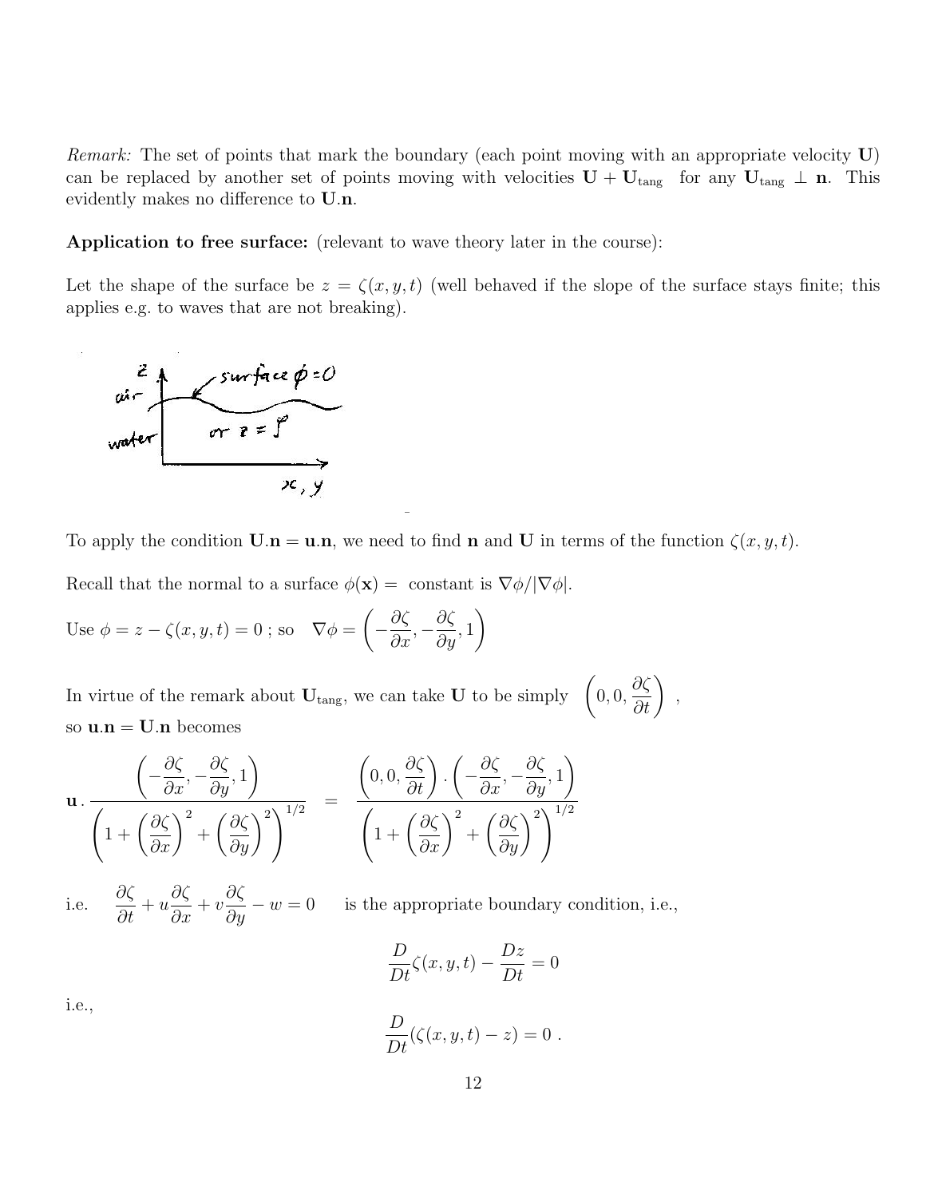*Remark:* The set of points that mark the boundary (each point moving with an appropriate velocity $\mathbf{U}$) can be replaced by another set of points moving with velocities $\mathbf{U} + \mathbf{U}_{\text{tang}}$ for any $\mathbf{U}_{\text{tang}} \perp \mathbf{n}$. This evidently makes no difference to $\mathbf{U}.\mathbf{n}$.

**Application to free surface:** (relevant to wave theory later in the course):

Let the shape of the surface be $z = \zeta(x, y, t)$ (well behaved if the slope of the surface stays finite; this applies e.g. to waves that are not breaking).

To apply the condition $\mathbf{U}.\mathbf{n} = \mathbf{u}.\mathbf{n}$, we need to find $\mathbf{n}$ and $\mathbf{U}$ in terms of the function $\zeta(x, y, t)$.

Recall that the normal to a surface $\phi(\mathbf{x}) =$ constant is $\nabla\phi/|\nabla\phi|$.

Use $\phi = z - \zeta(x, y, t) = 0$ ; so $\quad \nabla\phi = \left(-\dfrac{\partial\zeta}{\partial x}, -\dfrac{\partial\zeta}{\partial y}, 1\right)$

In virtue of the remark about $\mathbf{U}_{\text{tang}}$, we can take $\mathbf{U}$ to be simply $\left(0, 0, \dfrac{\partial\zeta}{\partial t}\right)$ ,
so $\mathbf{u}.\mathbf{n} = \mathbf{U}.\mathbf{n}$ becomes

$$\mathbf{u} \, . \, \frac{\left(-\dfrac{\partial\zeta}{\partial x}, -\dfrac{\partial\zeta}{\partial y}, 1\right)}{\left(1 + \left(\dfrac{\partial\zeta}{\partial x}\right)^2 + \left(\dfrac{\partial\zeta}{\partial y}\right)^2\right)^{1/2}} \quad = \quad \frac{\left(0, 0, \dfrac{\partial\zeta}{\partial t}\right) . \left(-\dfrac{\partial\zeta}{\partial x}, -\dfrac{\partial\zeta}{\partial y}, 1\right)}{\left(1 + \left(\dfrac{\partial\zeta}{\partial x}\right)^2 + \left(\dfrac{\partial\zeta}{\partial y}\right)^2\right)^{1/2}}$$

i.e. $\quad \dfrac{\partial\zeta}{\partial t} + u\dfrac{\partial\zeta}{\partial x} + v\dfrac{\partial\zeta}{\partial y} - w = 0 \quad$ is the appropriate boundary condition, i.e.,

$$\frac{D}{Dt}\zeta(x, y, t) - \frac{Dz}{Dt} = 0$$

i.e.,

$$\frac{D}{Dt}(\zeta(x, y, t) - z) = 0 \; .$$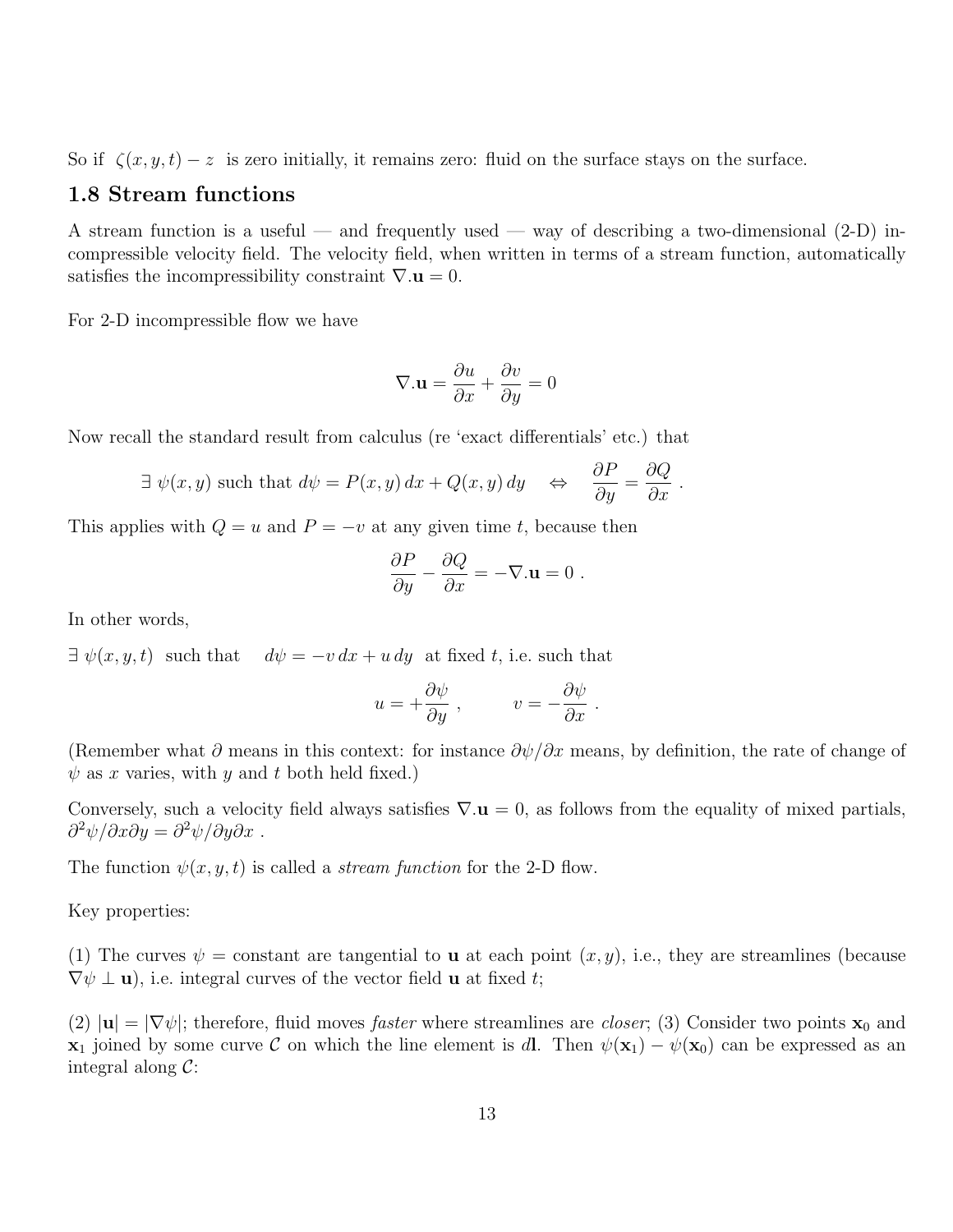So if $\zeta(x, y, t) - z$ is zero initially, it remains zero: fluid on the surface stays on the surface.

## 1.8 Stream functions

A stream function is a useful — and frequently used — way of describing a two-dimensional (2-D) incompressible velocity field. The velocity field, when written in terms of a stream function, automatically satisfies the incompressibility constraint $\nabla.\mathbf{u} = 0$.

For 2-D incompressible flow we have

$$\nabla.\mathbf{u} = \frac{\partial u}{\partial x} + \frac{\partial v}{\partial y} = 0$$

Now recall the standard result from calculus (re 'exact differentials' etc.) that

$$\exists\ \psi(x, y) \text{ such that } d\psi = P(x, y)\, dx + Q(x, y)\, dy \quad \Leftrightarrow \quad \frac{\partial P}{\partial y} = \frac{\partial Q}{\partial x}\ .$$

This applies with $Q = u$ and $P = -v$ at any given time $t$, because then

$$\frac{\partial P}{\partial y} - \frac{\partial Q}{\partial x} = -\nabla.\mathbf{u} = 0\ .$$

In other words,

$\exists\ \psi(x, y, t)$ such that $\quad d\psi = -v\, dx + u\, dy$ at fixed $t$, i.e. such that

$$u = +\frac{\partial \psi}{\partial y}\ , \qquad v = -\frac{\partial \psi}{\partial x}\ .$$

(Remember what $\partial$ means in this context: for instance $\partial\psi/\partial x$ means, by definition, the rate of change of $\psi$ as $x$ varies, with $y$ and $t$ both held fixed.)

Conversely, such a velocity field always satisfies $\nabla.\mathbf{u} = 0$, as follows from the equality of mixed partials, $\partial^2\psi/\partial x\partial y = \partial^2\psi/\partial y\partial x$ .

The function $\psi(x, y, t)$ is called a *stream function* for the 2-D flow.

Key properties:

(1) The curves $\psi$ = constant are tangential to $\mathbf{u}$ at each point $(x, y)$, i.e., they are streamlines (because $\nabla\psi \perp \mathbf{u}$), i.e. integral curves of the vector field $\mathbf{u}$ at fixed $t$;

(2) $|\mathbf{u}| = |\nabla\psi|$; therefore, fluid moves *faster* where streamlines are *closer*; (3) Consider two points $\mathbf{x}_0$ and $\mathbf{x}_1$ joined by some curve $\mathcal{C}$ on which the line element is $d\mathbf{l}$. Then $\psi(\mathbf{x}_1) - \psi(\mathbf{x}_0)$ can be expressed as an integral along $\mathcal{C}$: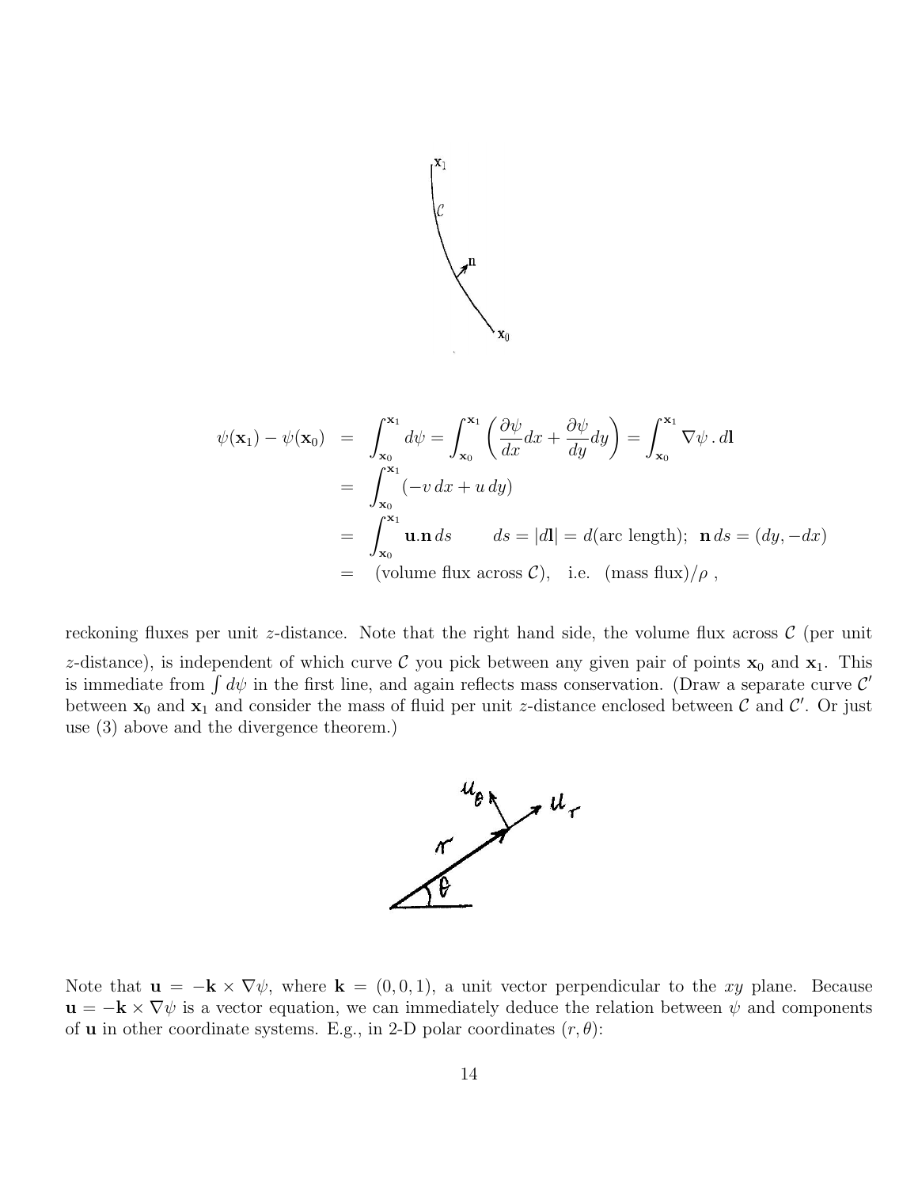$$
\begin{aligned}
\psi(\mathbf{x}_1) - \psi(\mathbf{x}_0) &= \int_{\mathbf{x}_0}^{\mathbf{x}_1} d\psi = \int_{\mathbf{x}_0}^{\mathbf{x}_1} \left( \frac{\partial \psi}{dx} dx + \frac{\partial \psi}{dy} dy \right) = \int_{\mathbf{x}_0}^{\mathbf{x}_1} \nabla\psi \, . \, d\mathbf{l} \\
&= \int_{\mathbf{x}_0}^{\mathbf{x}_1} (-v\, dx + u\, dy) \\
&= \int_{\mathbf{x}_0}^{\mathbf{x}_1} \mathbf{u}.\mathbf{n}\, ds \qquad ds = |d\mathbf{l}| = d(\text{arc length}); \;\; \mathbf{n}\, ds = (dy, -dx) \\
&= \;\; (\text{volume flux across } \mathcal{C}), \quad \text{i.e.} \quad (\text{mass flux})/\rho \; ,
\end{aligned}
$$

reckoning fluxes per unit $z$-distance. Note that the right hand side, the volume flux across $\mathcal{C}$ (per unit $z$-distance), is independent of which curve $\mathcal{C}$ you pick between any given pair of points $\mathbf{x}_0$ and $\mathbf{x}_1$. This is immediate from $\int d\psi$ in the first line, and again reflects mass conservation. (Draw a separate curve $\mathcal{C}'$ between $\mathbf{x}_0$ and $\mathbf{x}_1$ and consider the mass of fluid per unit $z$-distance enclosed between $\mathcal{C}$ and $\mathcal{C}'$. Or just use (3) above and the divergence theorem.)

Note that $\mathbf{u} = -\mathbf{k} \times \nabla\psi$, where $\mathbf{k} = (0, 0, 1)$, a unit vector perpendicular to the $xy$ plane. Because $\mathbf{u} = -\mathbf{k} \times \nabla\psi$ is a vector equation, we can immediately deduce the relation between $\psi$ and components of $\mathbf{u}$ in other coordinate systems. E.g., in 2-D polar coordinates $(r, \theta)$: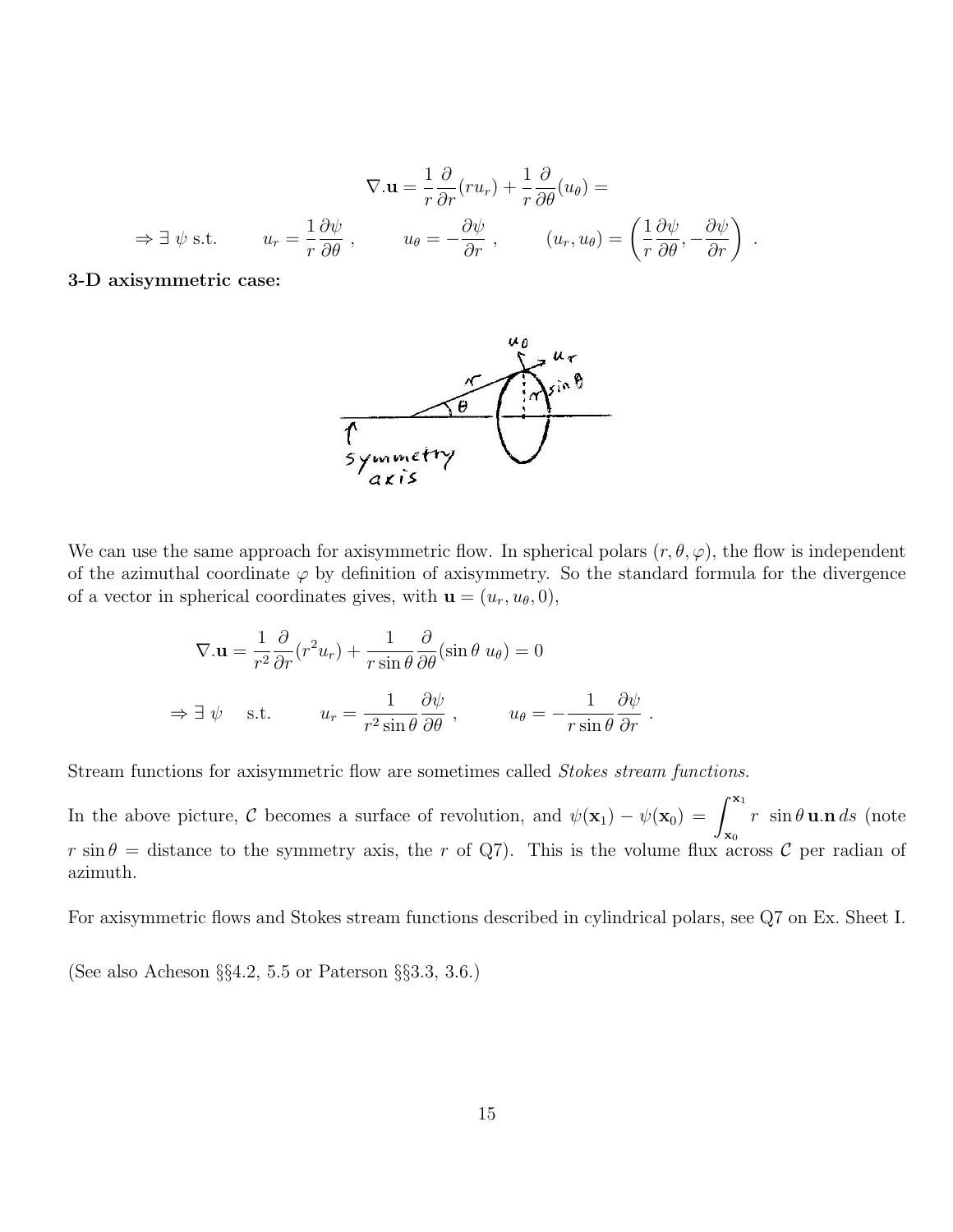$$\nabla.\mathbf{u} = \frac{1}{r}\frac{\partial}{\partial r}(r u_r) + \frac{1}{r}\frac{\partial}{\partial \theta}(u_\theta) =$$

$$\Rightarrow \exists\ \psi \text{ s.t.} \qquad u_r = \frac{1}{r}\frac{\partial \psi}{\partial \theta}\ , \qquad u_\theta = -\frac{\partial \psi}{\partial r}\ , \qquad (u_r, u_\theta) = \left(\frac{1}{r}\frac{\partial \psi}{\partial \theta}, -\frac{\partial \psi}{\partial r}\right)\ .$$

**3-D axisymmetric case:**

We can use the same approach for axisymmetric flow. In spherical polars $(r, \theta, \varphi)$, the flow is independent of the azimuthal coordinate $\varphi$ by definition of axisymmetry. So the standard formula for the divergence of a vector in spherical coordinates gives, with $\mathbf{u} = (u_r, u_\theta, 0)$,

$$\nabla.\mathbf{u} = \frac{1}{r^2}\frac{\partial}{\partial r}(r^2 u_r) + \frac{1}{r \sin\theta}\frac{\partial}{\partial \theta}(\sin\theta\ u_\theta) = 0$$

$$\Rightarrow \exists\ \psi \quad \text{s.t.} \qquad u_r = \frac{1}{r^2 \sin\theta}\frac{\partial \psi}{\partial \theta}\ , \qquad u_\theta = -\frac{1}{r \sin\theta}\frac{\partial \psi}{\partial r}\ .$$

Stream functions for axisymmetric flow are sometimes called *Stokes stream functions*.

In the above picture, $\mathcal{C}$ becomes a surface of revolution, and $\psi(\mathbf{x}_1) - \psi(\mathbf{x}_0) = \displaystyle\int_{\mathbf{x}_0}^{\mathbf{x}_1} r\ \sin\theta\, \mathbf{u}.\mathbf{n}\, ds$ (note $r \sin\theta$ = distance to the symmetry axis, the $r$ of Q7). This is the volume flux across $\mathcal{C}$ per radian of azimuth.

For axisymmetric flows and Stokes stream functions described in cylindrical polars, see Q7 on Ex. Sheet I.

(See also Acheson §§4.2, 5.5 or Paterson §§3.3, 3.6.)